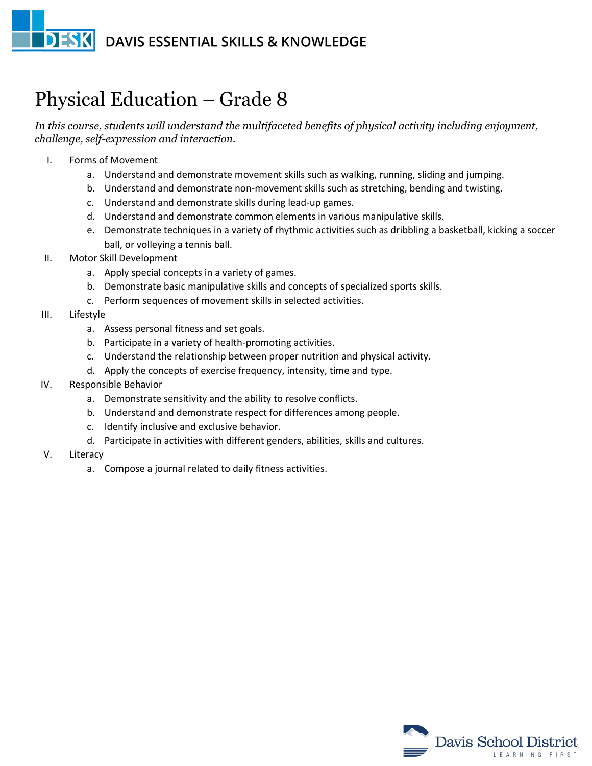DAVIS ESSENTIAL SKILLS & KNOWLEDGE

# Physical Education – Grade 8

*In this course, students will understand the multifaceted benefits of physical activity including enjoyment, challenge, self-expression and interaction.*

I. Forms of Movement
   a. Understand and demonstrate movement skills such as walking, running, sliding and jumping.
   b. Understand and demonstrate non-movement skills such as stretching, bending and twisting.
   c. Understand and demonstrate skills during lead-up games.
   d. Understand and demonstrate common elements in various manipulative skills.
   e. Demonstrate techniques in a variety of rhythmic activities such as dribbling a basketball, kicking a soccer ball, or volleying a tennis ball.

II. Motor Skill Development
   a. Apply special concepts in a variety of games.
   b. Demonstrate basic manipulative skills and concepts of specialized sports skills.
   c. Perform sequences of movement skills in selected activities.

III. Lifestyle
   a. Assess personal fitness and set goals.
   b. Participate in a variety of health-promoting activities.
   c. Understand the relationship between proper nutrition and physical activity.
   d. Apply the concepts of exercise frequency, intensity, time and type.

IV. Responsible Behavior
   a. Demonstrate sensitivity and the ability to resolve conflicts.
   b. Understand and demonstrate respect for differences among people.
   c. Identify inclusive and exclusive behavior.
   d. Participate in activities with different genders, abilities, skills and cultures.

V. Literacy
   a. Compose a journal related to daily fitness activities.

Davis School District
LEARNING FIRST